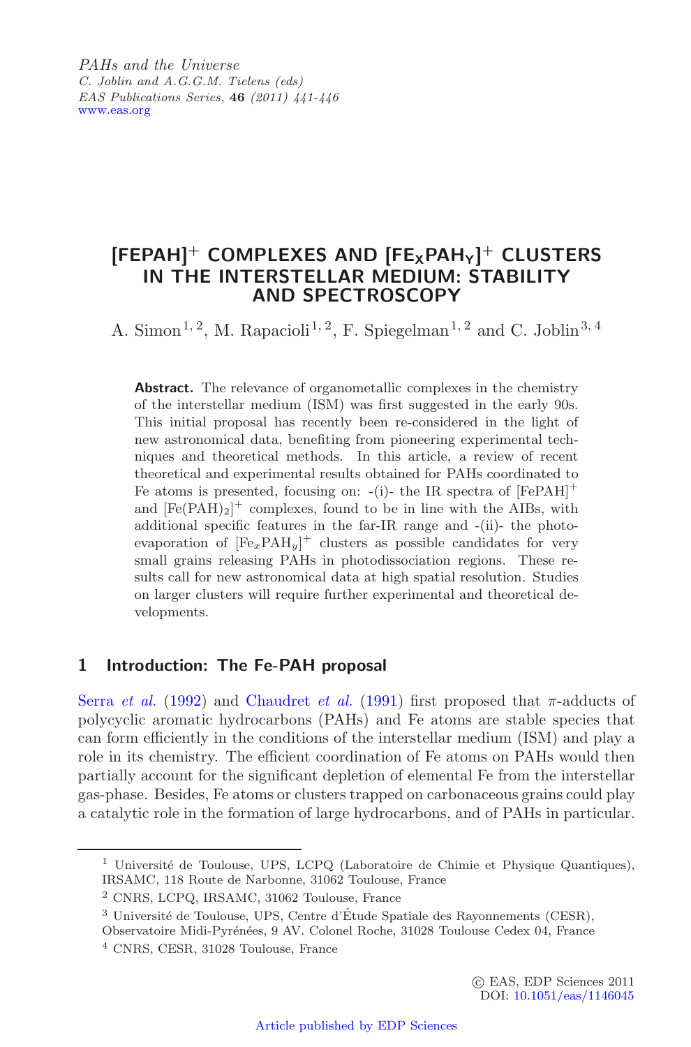*PAHs and the Universe*
*C. Joblin and A.G.G.M. Tielens (eds)*
*EAS Publications Series,* **46** *(2011) 441-446*
www.eas.org

# $[FePAH]^+$ COMPLEXES AND $[Fe_xPAH_y]^+$ CLUSTERS IN THE INTERSTELLAR MEDIUM: STABILITY AND SPECTROSCOPY

A. Simon[1,2], M. Rapacioli[1,2], F. Spiegelman[1,2] and C. Joblin[3,4]

**Abstract.** The relevance of organometallic complexes in the chemistry of the interstellar medium (ISM) was first suggested in the early 90s. This initial proposal has recently been re-considered in the light of new astronomical data, benefiting from pioneering experimental techniques and theoretical methods. In this article, a review of recent theoretical and experimental results obtained for PAHs coordinated to Fe atoms is presented, focusing on: -(i)- the IR spectra of $[FePAH]^+$ and $[Fe(PAH)_2]^+$ complexes, found to be in line with the AIBs, with additional specific features in the far-IR range and -(ii)- the photo-evaporation of $[Fe_xPAH_y]^+$ clusters as possible candidates for very small grains releasing PAHs in photodissociation regions. These results call for new astronomical data at high spatial resolution. Studies on larger clusters will require further experimental and theoretical developments.

## 1 Introduction: The Fe-PAH proposal

Serra *et al.* (1992) and Chaudret *et al.* (1991) first proposed that $\pi$-adducts of polycyclic aromatic hydrocarbons (PAHs) and Fe atoms are stable species that can form efficiently in the conditions of the interstellar medium (ISM) and play a role in its chemistry. The efficient coordination of Fe atoms on PAHs would then partially account for the significant depletion of elemental Fe from the interstellar gas-phase. Besides, Fe atoms or clusters trapped on carbonaceous grains could play a catalytic role in the formation of large hydrocarbons, and of PAHs in particular.

---

[1] Université de Toulouse, UPS, LCPQ (Laboratoire de Chimie et Physique Quantiques), IRSAMC, 118 Route de Narbonne, 31062 Toulouse, France

[2] CNRS, LCPQ, IRSAMC, 31062 Toulouse, France

[3] Université de Toulouse, UPS, Centre d'Étude Spatiale des Rayonnements (CESR), Observatoire Midi-Pyrénées, 9 AV. Colonel Roche, 31028 Toulouse Cedex 04, France

[4] CNRS, CESR, 31028 Toulouse, France

© EAS, EDP Sciences 2011
DOI: 10.1051/eas/1146045

Article published by EDP Sciences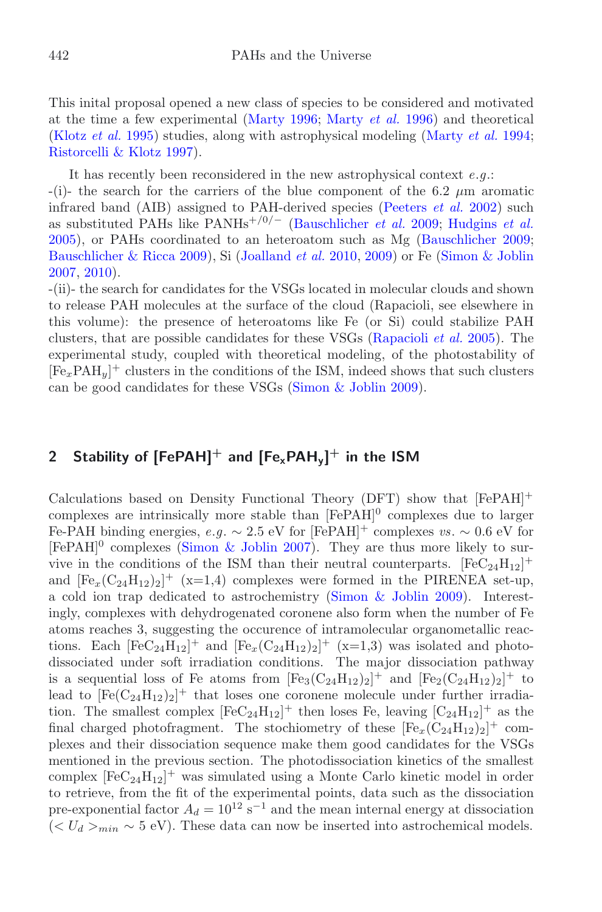This inital proposal opened a new class of species to be considered and motivated at the time a few experimental (Marty 1996; Marty *et al.* 1996) and theoretical (Klotz *et al.* 1995) studies, along with astrophysical modeling (Marty *et al.* 1994; Ristorcelli & Klotz 1997).

It has recently been reconsidered in the new astrophysical context *e.g.*:

-(i)- the search for the carriers of the blue component of the 6.2 $\mu$m aromatic infrared band (AIB) assigned to PAH-derived species (Peeters *et al.* 2002) such as substituted PAHs like PANHs$^{+/0/-}$ (Bauschlicher *et al.* 2009; Hudgins *et al.* 2005), or PAHs coordinated to an heteroatom such as Mg (Bauschlicher 2009; Bauschlicher & Ricca 2009), Si (Joalland *et al.* 2010, 2009) or Fe (Simon & Joblin 2007, 2010).

-(ii)- the search for candidates for the VSGs located in molecular clouds and shown to release PAH molecules at the surface of the cloud (Rapacioli, see elsewhere in this volume): the presence of heteroatoms like Fe (or Si) could stabilize PAH clusters, that are possible candidates for these VSGs (Rapacioli *et al.* 2005). The experimental study, coupled with theoretical modeling, of the photostability of $[Fe_xPAH_y]^+$ clusters in the conditions of the ISM, indeed shows that such clusters can be good candidates for these VSGs (Simon & Joblin 2009).

## 2 Stability of $[FePAH]^+$ and $[Fe_xPAH_y]^+$ in the ISM

Calculations based on Density Functional Theory (DFT) show that $[FePAH]^+$ complexes are intrinsically more stable than $[FePAH]^0$ complexes due to larger Fe-PAH binding energies, *e.g.* $\sim 2.5$ eV for $[FePAH]^+$ complexes *vs.* $\sim 0.6$ eV for $[FePAH]^0$ complexes (Simon & Joblin 2007). They are thus more likely to survive in the conditions of the ISM than their neutral counterparts. $[FeC_{24}H_{12}]^+$ and $[Fe_x(C_{24}H_{12})_2]^+$ (x=1,4) complexes were formed in the PIRENEA set-up, a cold ion trap dedicated to astrochemistry (Simon & Joblin 2009). Interestingly, complexes with dehydrogenated coronene also form when the number of Fe atoms reaches 3, suggesting the occurence of intramolecular organometallic reactions. Each $[FeC_{24}H_{12}]^+$ and $[Fe_x(C_{24}H_{12})_2]^+$ (x=1,3) was isolated and photodissociated under soft irradiation conditions. The major dissociation pathway is a sequential loss of Fe atoms from $[Fe_3(C_{24}H_{12})_2]^+$ and $[Fe_2(C_{24}H_{12})_2]^+$ to lead to $[Fe(C_{24}H_{12})_2]^+$ that loses one coronene molecule under further irradiation. The smallest complex $[FeC_{24}H_{12}]^+$ then loses Fe, leaving $[C_{24}H_{12}]^+$ as the final charged photofragment. The stochiometry of these $[Fe_x(C_{24}H_{12})_2]^+$ complexes and their dissociation sequence make them good candidates for the VSGs mentioned in the previous section. The photodissociation kinetics of the smallest complex $[FeC_{24}H_{12}]^+$ was simulated using a Monte Carlo kinetic model in order to retrieve, from the fit of the experimental points, data such as the dissociation pre-exponential factor $A_d = 10^{12}$ s$^{-1}$ and the mean internal energy at dissociation ($< U_d >_{min} \sim 5$ eV). These data can now be inserted into astrochemical models.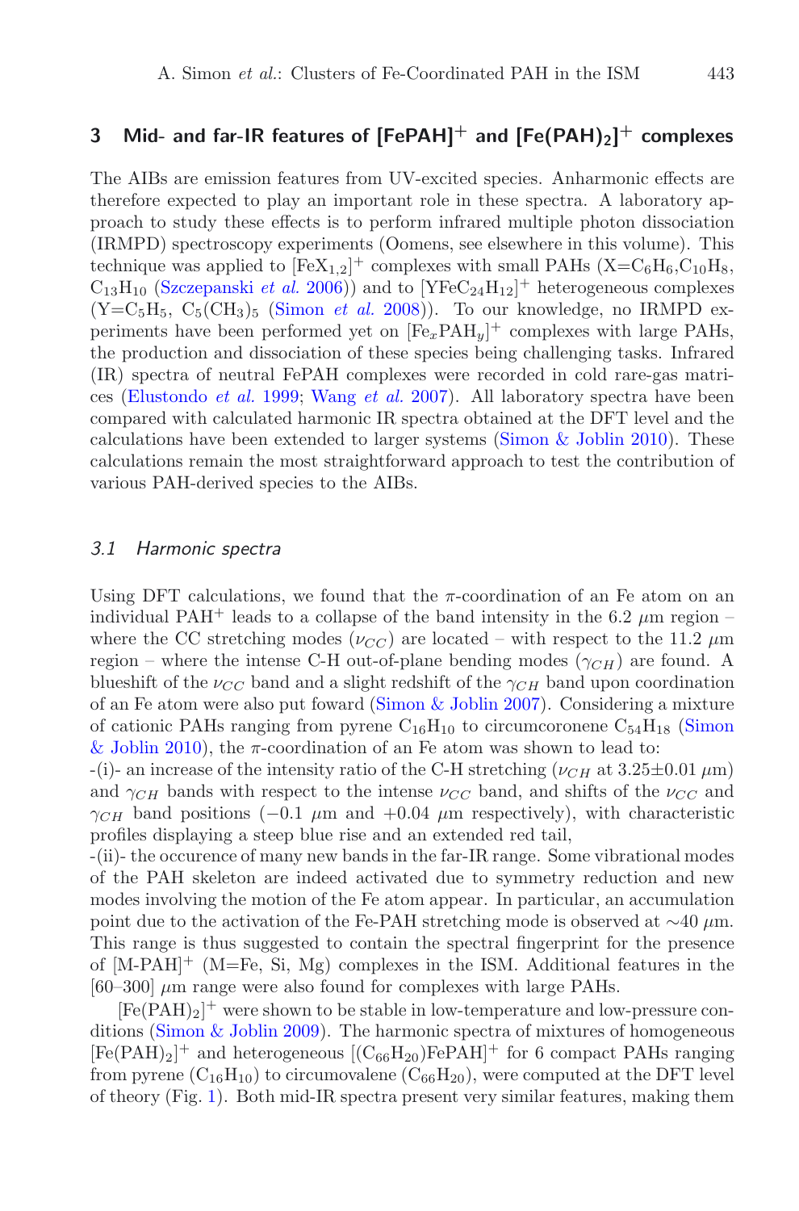## 3 Mid- and far-IR features of $[FePAH]^+$ and $[Fe(PAH)_2]^+$ complexes

The AIBs are emission features from UV-excited species. Anharmonic effects are therefore expected to play an important role in these spectra. A laboratory approach to study these effects is to perform infrared multiple photon dissociation (IRMPD) spectroscopy experiments (Oomens, see elsewhere in this volume). This technique was applied to $[FeX_{1,2}]^+$ complexes with small PAHs (X=$C_6H_6$,$C_{10}H_8$, $C_{13}H_{10}$ (Szczepanski *et al.* 2006)) and to $[YFeC_{24}H_{12}]^+$ heterogeneous complexes (Y=$C_5H_5$, $C_5(CH_3)_5$ (Simon *et al.* 2008)). To our knowledge, no IRMPD experiments have been performed yet on $[Fe_xPAH_y]^+$ complexes with large PAHs, the production and dissociation of these species being challenging tasks. Infrared (IR) spectra of neutral FePAH complexes were recorded in cold rare-gas matrices (Elustondo *et al.* 1999; Wang *et al.* 2007). All laboratory spectra have been compared with calculated harmonic IR spectra obtained at the DFT level and the calculations have been extended to larger systems (Simon & Joblin 2010). These calculations remain the most straightforward approach to test the contribution of various PAH-derived species to the AIBs.

### 3.1 Harmonic spectra

Using DFT calculations, we found that the $\pi$-coordination of an Fe atom on an individual $PAH^+$ leads to a collapse of the band intensity in the 6.2 $\mu$m region – where the CC stretching modes ($\nu_{CC}$) are located – with respect to the 11.2 $\mu$m region – where the intense C-H out-of-plane bending modes ($\gamma_{CH}$) are found. A blueshift of the $\nu_{CC}$ band and a slight redshift of the $\gamma_{CH}$ band upon coordination of an Fe atom were also put foward (Simon & Joblin 2007). Considering a mixture of cationic PAHs ranging from pyrene $C_{16}H_{10}$ to circumcoronene $C_{54}H_{18}$ (Simon & Joblin 2010), the $\pi$-coordination of an Fe atom was shown to lead to:

-(i)- an increase of the intensity ratio of the C-H stretching ($\nu_{CH}$ at 3.25±0.01 $\mu$m) and $\gamma_{CH}$ bands with respect to the intense $\nu_{CC}$ band, and shifts of the $\nu_{CC}$ and $\gamma_{CH}$ band positions ($-0.1$ $\mu$m and $+0.04$ $\mu$m respectively), with characteristic profiles displaying a steep blue rise and an extended red tail,

-(ii)- the occurence of many new bands in the far-IR range. Some vibrational modes of the PAH skeleton are indeed activated due to symmetry reduction and new modes involving the motion of the Fe atom appear. In particular, an accumulation point due to the activation of the Fe-PAH stretching mode is observed at ∼40 $\mu$m. This range is thus suggested to contain the spectral fingerprint for the presence of $[M\text{-}PAH]^+$ (M=Fe, Si, Mg) complexes in the ISM. Additional features in the [60–300] $\mu$m range were also found for complexes with large PAHs.

$[Fe(PAH)_2]^+$ were shown to be stable in low-temperature and low-pressure conditions (Simon & Joblin 2009). The harmonic spectra of mixtures of homogeneous $[Fe(PAH)_2]^+$ and heterogeneous $[(C_{66}H_{20})FePAH]^+$ for 6 compact PAHs ranging from pyrene ($C_{16}H_{10}$) to circumovalene ($C_{66}H_{20}$), were computed at the DFT level of theory (Fig. 1). Both mid-IR spectra present very similar features, making them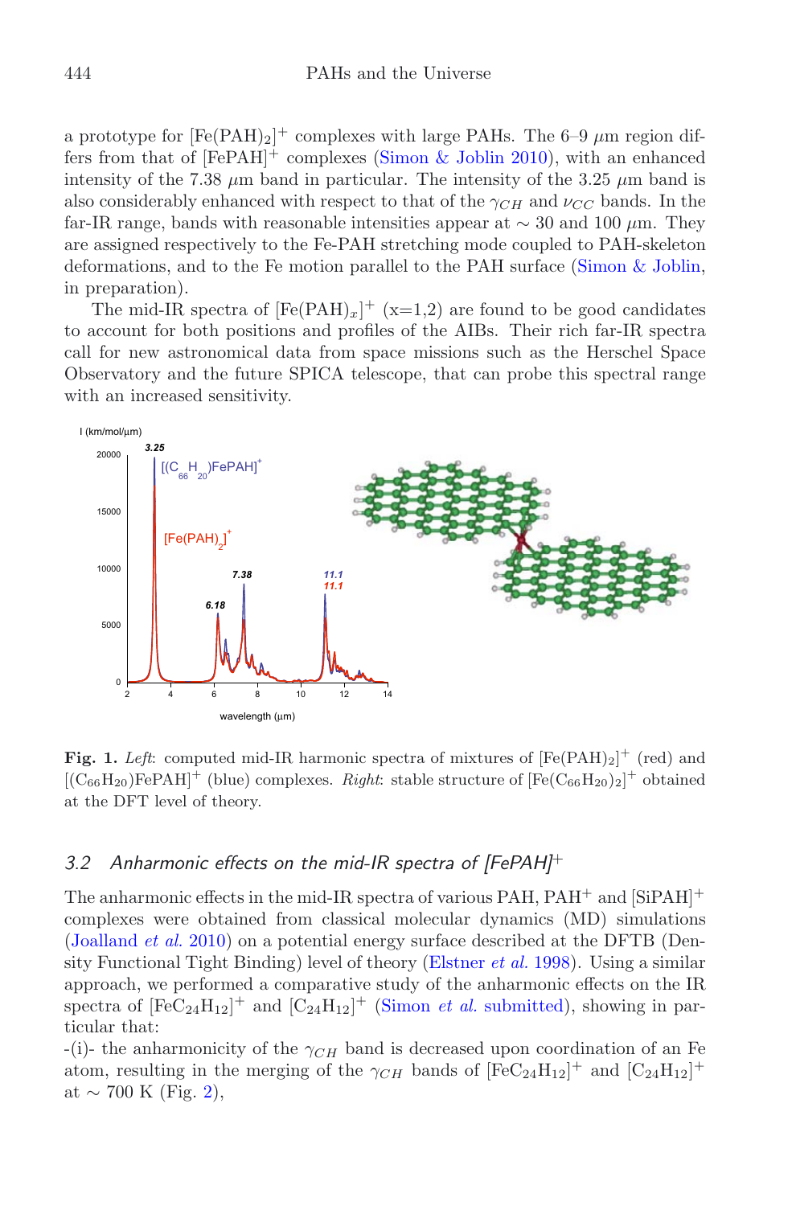a prototype for $[Fe(PAH)_2]^+$ complexes with large PAHs. The 6–9 $\mu$m region differs from that of $[FePAH]^+$ complexes (Simon & Joblin 2010), with an enhanced intensity of the 7.38 $\mu$m band in particular. The intensity of the 3.25 $\mu$m band is also considerably enhanced with respect to that of the $\gamma_{CH}$ and $\nu_{CC}$ bands. In the far-IR range, bands with reasonable intensities appear at $\sim$ 30 and 100 $\mu$m. They are assigned respectively to the Fe-PAH stretching mode coupled to PAH-skeleton deformations, and to the Fe motion parallel to the PAH surface (Simon & Joblin, in preparation).

The mid-IR spectra of $[Fe(PAH)_x]^+$ (x=1,2) are found to be good candidates to account for both positions and profiles of the AIBs. Their rich far-IR spectra call for new astronomical data from space missions such as the Herschel Space Observatory and the future SPICA telescope, that can probe this spectral range with an increased sensitivity.

**Fig. 1.** *Left*: computed mid-IR harmonic spectra of mixtures of $[Fe(PAH)_2]^+$ (red) and $[(C_{66}H_{20})FePAH]^+$ (blue) complexes. *Right*: stable structure of $[Fe(C_{66}H_{20})_2]^+$ obtained at the DFT level of theory.

### 3.2 Anharmonic effects on the mid-IR spectra of $[FePAH]^+$

The anharmonic effects in the mid-IR spectra of various PAH, $PAH^+$ and $[SiPAH]^+$ complexes were obtained from classical molecular dynamics (MD) simulations (Joalland *et al.* 2010) on a potential energy surface described at the DFTB (Density Functional Tight Binding) level of theory (Elstner *et al.* 1998). Using a similar approach, we performed a comparative study of the anharmonic effects on the IR spectra of $[FeC_{24}H_{12}]^+$ and $[C_{24}H_{12}]^+$ (Simon *et al.* submitted), showing in particular that:

-(i)- the anharmonicity of the $\gamma_{CH}$ band is decreased upon coordination of an Fe atom, resulting in the merging of the $\gamma_{CH}$ bands of $[FeC_{24}H_{12}]^+$ and $[C_{24}H_{12}]^+$ at $\sim$ 700 K (Fig. 2),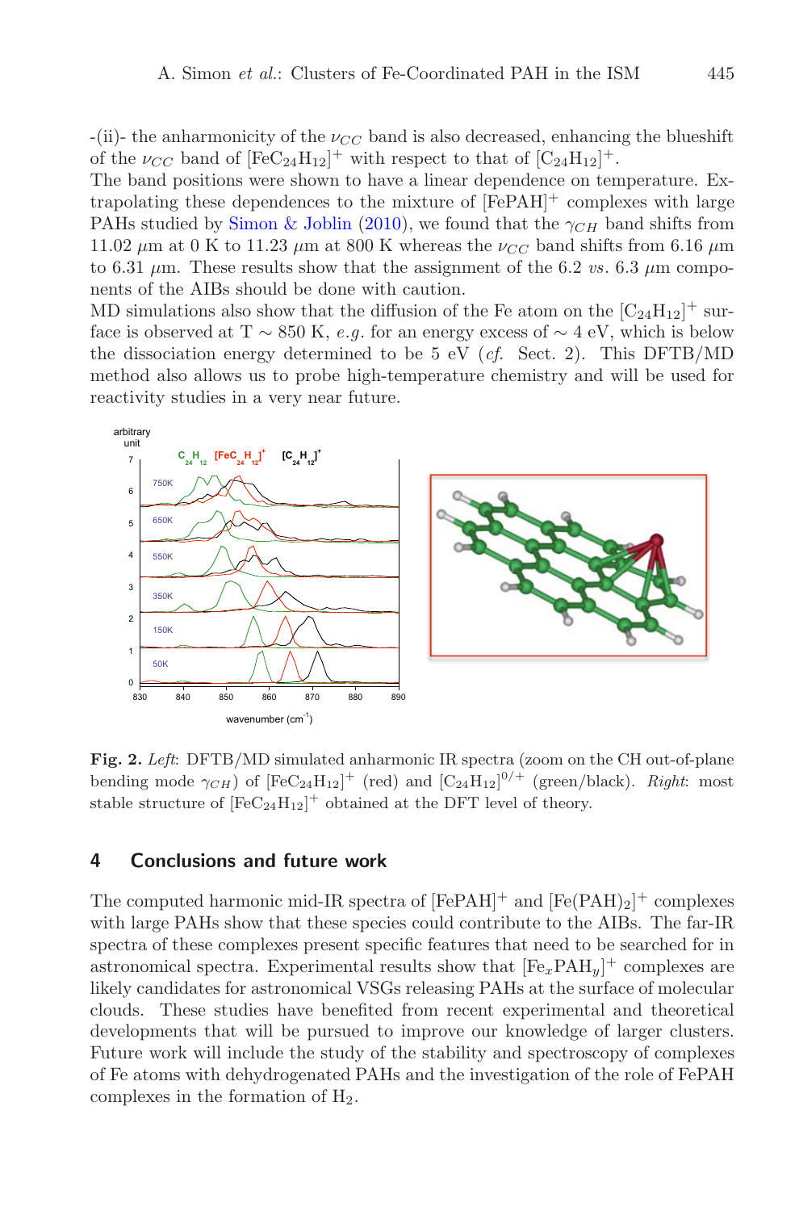-(ii)- the anharmonicity of the $\nu_{CC}$ band is also decreased, enhancing the blueshift of the $\nu_{CC}$ band of $[FeC_{24}H_{12}]^+$ with respect to that of $[C_{24}H_{12}]^+$.
The band positions were shown to have a linear dependence on temperature. Extrapolating these dependences to the mixture of $[FePAH]^+$ complexes with large PAHs studied by Simon & Joblin (2010), we found that the $\gamma_{CH}$ band shifts from 11.02 $\mu$m at 0 K to 11.23 $\mu$m at 800 K whereas the $\nu_{CC}$ band shifts from 6.16 $\mu$m to 6.31 $\mu$m. These results show that the assignment of the 6.2 *vs.* 6.3 $\mu$m components of the AIBs should be done with caution.
MD simulations also show that the diffusion of the Fe atom on the $[C_{24}H_{12}]^+$ surface is observed at T $\sim$ 850 K, *e.g.* for an energy excess of $\sim$ 4 eV, which is below the dissociation energy determined to be 5 eV (*cf.* Sect. 2). This DFTB/MD method also allows us to probe high-temperature chemistry and will be used for reactivity studies in a very near future.

**Fig. 2.** *Left*: DFTB/MD simulated anharmonic IR spectra (zoom on the CH out-of-plane bending mode $\gamma_{CH}$) of $[FeC_{24}H_{12}]^+$ (red) and $[C_{24}H_{12}]^{0/+}$ (green/black). *Right*: most stable structure of $[FeC_{24}H_{12}]^+$ obtained at the DFT level of theory.

## 4 Conclusions and future work

The computed harmonic mid-IR spectra of $[FePAH]^+$ and $[Fe(PAH)_2]^+$ complexes with large PAHs show that these species could contribute to the AIBs. The far-IR spectra of these complexes present specific features that need to be searched for in astronomical spectra. Experimental results show that $[Fe_xPAH_y]^+$ complexes are likely candidates for astronomical VSGs releasing PAHs at the surface of molecular clouds. These studies have benefited from recent experimental and theoretical developments that will be pursued to improve our knowledge of larger clusters. Future work will include the study of the stability and spectroscopy of complexes of Fe atoms with dehydrogenated PAHs and the investigation of the role of FePAH complexes in the formation of $H_2$.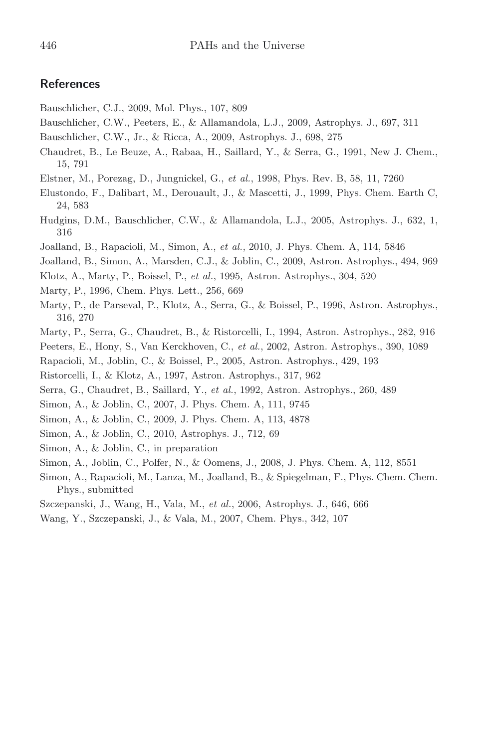## References

Bauschlicher, C.J., 2009, Mol. Phys., 107, 809

Bauschlicher, C.W., Peeters, E., & Allamandola, L.J., 2009, Astrophys. J., 697, 311

Bauschlicher, C.W., Jr., & Ricca, A., 2009, Astrophys. J., 698, 275

Chaudret, B., Le Beuze, A., Rabaa, H., Saillard, Y., & Serra, G., 1991, New J. Chem., 15, 791

Elstner, M., Porezag, D., Jungnickel, G., *et al.*, 1998, Phys. Rev. B, 58, 11, 7260

Elustondo, F., Dalibart, M., Derouault, J., & Mascetti, J., 1999, Phys. Chem. Earth C, 24, 583

Hudgins, D.M., Bauschlicher, C.W., & Allamandola, L.J., 2005, Astrophys. J., 632, 1, 316

Joalland, B., Rapacioli, M., Simon, A., *et al.*, 2010, J. Phys. Chem. A, 114, 5846

Joalland, B., Simon, A., Marsden, C.J., & Joblin, C., 2009, Astron. Astrophys., 494, 969

Klotz, A., Marty, P., Boissel, P., *et al.*, 1995, Astron. Astrophys., 304, 520

Marty, P., 1996, Chem. Phys. Lett., 256, 669

Marty, P., de Parseval, P., Klotz, A., Serra, G., & Boissel, P., 1996, Astron. Astrophys., 316, 270

Marty, P., Serra, G., Chaudret, B., & Ristorcelli, I., 1994, Astron. Astrophys., 282, 916

Peeters, E., Hony, S., Van Kerckhoven, C., *et al.*, 2002, Astron. Astrophys., 390, 1089

Rapacioli, M., Joblin, C., & Boissel, P., 2005, Astron. Astrophys., 429, 193

Ristorcelli, I., & Klotz, A., 1997, Astron. Astrophys., 317, 962

Serra, G., Chaudret, B., Saillard, Y., *et al.*, 1992, Astron. Astrophys., 260, 489

Simon, A., & Joblin, C., 2007, J. Phys. Chem. A, 111, 9745

Simon, A., & Joblin, C., 2009, J. Phys. Chem. A, 113, 4878

Simon, A., & Joblin, C., 2010, Astrophys. J., 712, 69

Simon, A., & Joblin, C., in preparation

Simon, A., Joblin, C., Polfer, N., & Oomens, J., 2008, J. Phys. Chem. A, 112, 8551

Simon, A., Rapacioli, M., Lanza, M., Joalland, B., & Spiegelman, F., Phys. Chem. Chem. Phys., submitted

Szczepanski, J., Wang, H., Vala, M., *et al.*, 2006, Astrophys. J., 646, 666

Wang, Y., Szczepanski, J., & Vala, M., 2007, Chem. Phys., 342, 107